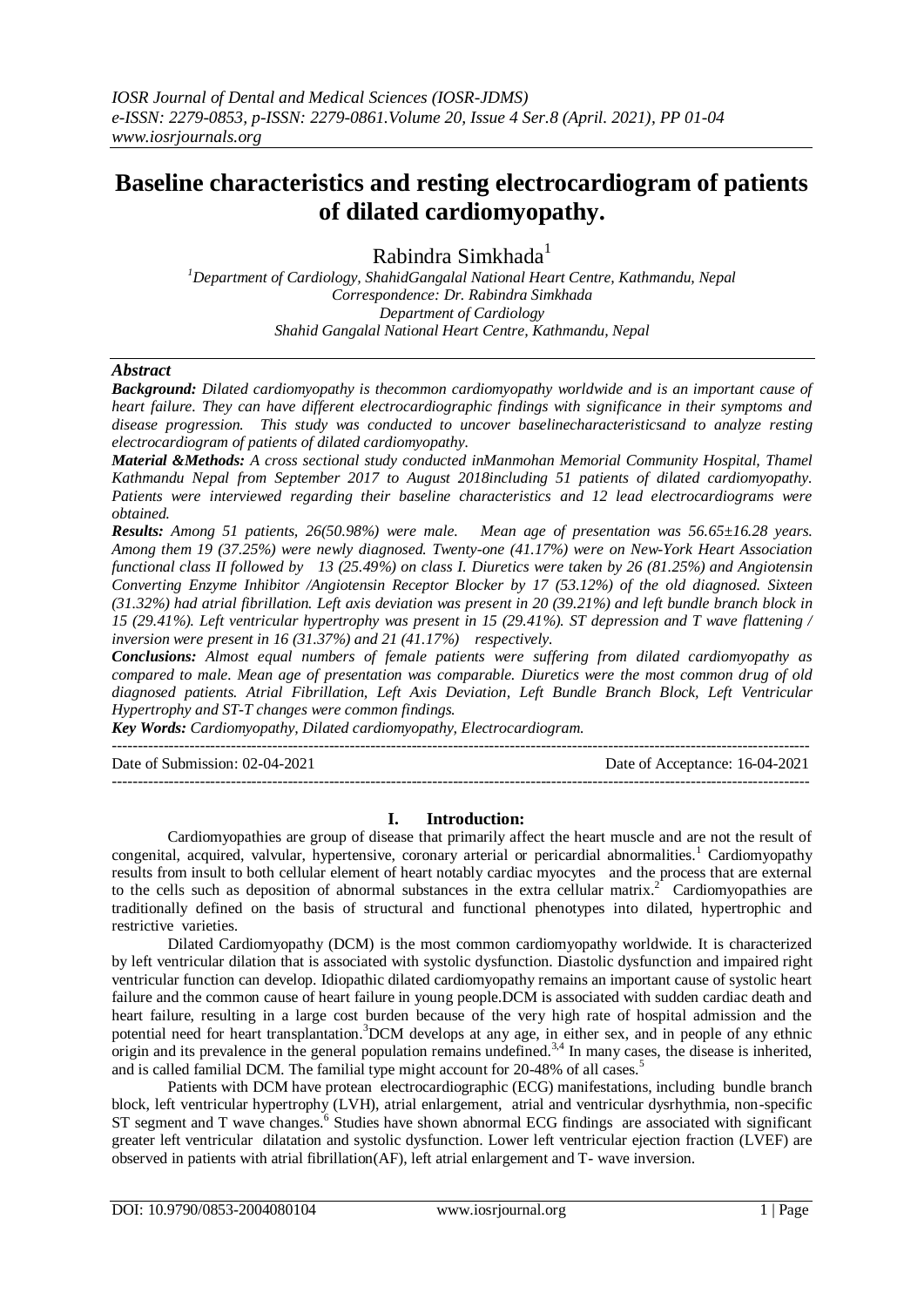# Baseline characteristics and resting electrocardiogram of patients of dilated cardiomyopathy.

Rabindra Simkhada[1]

[1]*Department of Cardiology, ShahidGangalal National Heart Centre, Kathmandu, Nepal*
*Correspondence: Dr. Rabindra Simkhada*
*Department of Cardiology*
*Shahid Gangalal National Heart Centre, Kathmandu, Nepal*

## *Abstract*

***Background:*** *Dilated cardiomyopathy is thecommon cardiomyopathy worldwide and is an important cause of heart failure. They can have different electrocardiographic findings with significance in their symptoms and disease progression. This study was conducted to uncover baselinecharacteristicsand to analyze resting electrocardiogram of patients of dilated cardiomyopathy.*

***Material &Methods:*** *A cross sectional study conducted inManmohan Memorial Community Hospital, Thamel Kathmandu Nepal from September 2017 to August 2018including 51 patients of dilated cardiomyopathy. Patients were interviewed regarding their baseline characteristics and 12 lead electrocardiograms were obtained.*

***Results:*** *Among 51 patients, 26(50.98%) were male. Mean age of presentation was 56.65±16.28 years. Among them 19 (37.25%) were newly diagnosed. Twenty-one (41.17%) were on New-York Heart Association functional class II followed by 13 (25.49%) on class I. Diuretics were taken by 26 (81.25%) and Angiotensin Converting Enzyme Inhibitor /Angiotensin Receptor Blocker by 17 (53.12%) of the old diagnosed. Sixteen (31.32%) had atrial fibrillation. Left axis deviation was present in 20 (39.21%) and left bundle branch block in 15 (29.41%). Left ventricular hypertrophy was present in 15 (29.41%). ST depression and T wave flattening / inversion were present in 16 (31.37%) and 21 (41.17%) respectively.*

***Conclusions:*** *Almost equal numbers of female patients were suffering from dilated cardiomyopathy as compared to male. Mean age of presentation was comparable. Diuretics were the most common drug of old diagnosed patients. Atrial Fibrillation, Left Axis Deviation, Left Bundle Branch Block, Left Ventricular Hypertrophy and ST-T changes were common findings.*

***Key Words:*** *Cardiomyopathy, Dilated cardiomyopathy, Electrocardiogram.*

---

Date of Submission: 02-04-2021 Date of Acceptance: 16-04-2021

---

## I. Introduction:

Cardiomyopathies are group of disease that primarily affect the heart muscle and are not the result of congenital, acquired, valvular, hypertensive, coronary arterial or pericardial abnormalities.[1] Cardiomyopathy results from insult to both cellular element of heart notably cardiac myocytes and the process that are external to the cells such as deposition of abnormal substances in the extra cellular matrix.[2] Cardiomyopathies are traditionally defined on the basis of structural and functional phenotypes into dilated, hypertrophic and restrictive varieties.

Dilated Cardiomyopathy (DCM) is the most common cardiomyopathy worldwide. It is characterized by left ventricular dilation that is associated with systolic dysfunction. Diastolic dysfunction and impaired right ventricular function can develop. Idiopathic dilated cardiomyopathy remains an important cause of systolic heart failure and the common cause of heart failure in young people.DCM is associated with sudden cardiac death and heart failure, resulting in a large cost burden because of the very high rate of hospital admission and the potential need for heart transplantation.[3]DCM develops at any age, in either sex, and in people of any ethnic origin and its prevalence in the general population remains undefined.[3,4] In many cases, the disease is inherited, and is called familial DCM. The familial type might account for 20-48% of all cases.[5]

Patients with DCM have protean electrocardiographic (ECG) manifestations, including bundle branch block, left ventricular hypertrophy (LVH), atrial enlargement, atrial and ventricular dysrhythmia, non-specific ST segment and T wave changes.[6] Studies have shown abnormal ECG findings are associated with significant greater left ventricular dilatation and systolic dysfunction. Lower left ventricular ejection fraction (LVEF) are observed in patients with atrial fibrillation(AF), left atrial enlargement and T- wave inversion.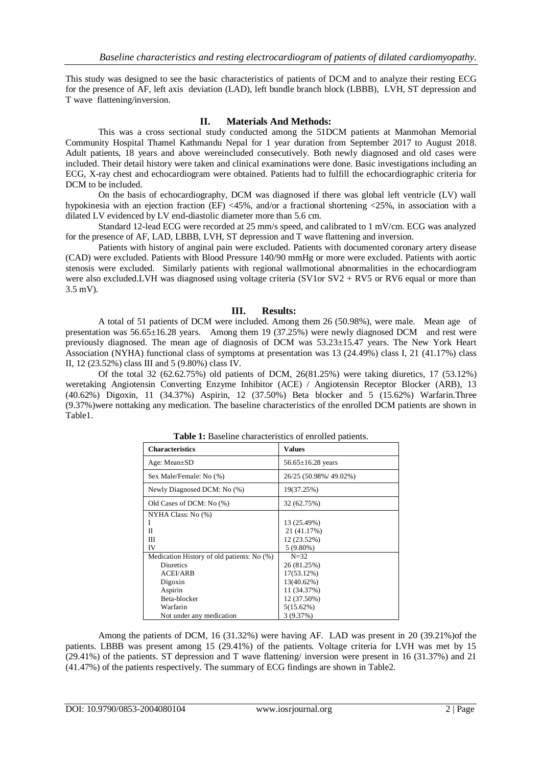This study was designed to see the basic characteristics of patients of DCM and to analyze their resting ECG for the presence of AF, left axis deviation (LAD), left bundle branch block (LBBB), LVH, ST depression and T wave flattening/inversion.

## II. Materials And Methods:

This was a cross sectional study conducted among the 51DCM patients at Manmohan Memorial Community Hospital Thamel Kathmandu Nepal for 1 year duration from September 2017 to August 2018. Adult patients, 18 years and above wereincluded consecutively. Both newly diagnosed and old cases were included. Their detail history were taken and clinical examinations were done. Basic investigations including an ECG, X-ray chest and echocardiogram were obtained. Patients had to fulfill the echocardiographic criteria for DCM to be included.

On the basis of echocardiography, DCM was diagnosed if there was global left ventricle (LV) wall hypokinesia with an ejection fraction (EF) <45%, and/or a fractional shortening <25%, in association with a dilated LV evidenced by LV end-diastolic diameter more than 5.6 cm.

Standard 12-lead ECG were recorded at 25 mm/s speed, and calibrated to 1 mV/cm. ECG was analyzed for the presence of AF, LAD, LBBB, LVH, ST depression and T wave flattening and inversion.

Patients with history of anginal pain were excluded. Patients with documented coronary artery disease (CAD) were excluded. Patients with Blood Pressure 140/90 mmHg or more were excluded. Patients with aortic stenosis were excluded. Similarly patients with regional wallmotional abnormalities in the echocardiogram were also excluded.LVH was diagnosed using voltage criteria (SV1or SV2 + RV5 or RV6 equal or more than 3.5 mV).

## III. Results:

A total of 51 patients of DCM were included. Among them 26 (50.98%), were male. Mean age of presentation was 56.65±16.28 years. Among them 19 (37.25%) were newly diagnosed DCM and rest were previously diagnosed. The mean age of diagnosis of DCM was 53.23±15.47 years. The New York Heart Association (NYHA) functional class of symptoms at presentation was 13 (24.49%) class I, 21 (41.17%) class II, 12 (23.52%) class III and 5 (9.80%) class IV.

Of the total 32 (62.62.75%) old patients of DCM, 26(81.25%) were taking diuretics, 17 (53.12%) weretaking Angiotensin Converting Enzyme Inhibitor (ACE) / Angiotensin Receptor Blocker (ARB), 13 (40.62%) Digoxin, 11 (34.37%) Aspirin, 12 (37.50%) Beta blocker and 5 (15.62%) Warfarin.Three (9.37%)were nottaking any medication. The baseline characteristics of the enrolled DCM patients are shown in Table1.

**Table 1:** Baseline characteristics of enrolled patients.

| **Characteristics** | **Values** |
|---|---|
| Age: Mean±SD | 56.65±16.28 years |
| Sex Male/Female: No (%) | 26/25 (50.98%/ 49.02%) |
| Newly Diagnosed DCM: No (%) | 19(37.25%) |
| Old Cases of DCM: No (%) | 32 (62.75%) |
| NYHA Class: No (%) | |
| I | 13 (25.49%) |
| II | 21 (41.17%) |
| III | 12 (23.52%) |
| IV | 5 (9.80%) |
| Medication History of old patients: No (%) | N=32 |
| Diuretics | 26 (81.25%) |
| ACEI/ARB | 17(53.12%) |
| Digoxin | 13(40.62%) |
| Aspirin | 11 (34.37%) |
| Beta-blocker | 12 (37.50%) |
| Warfarin | 5(15.62%) |
| Not under any medication | 3 (9.37%) |

Among the patients of DCM, 16 (31.32%) were having AF. LAD was present in 20 (39.21%)of the patients. LBBB was present among 15 (29.41%) of the patients. Voltage criteria for LVH was met by 15 (29.41%) of the patients. ST depression and T wave flattening/ inversion were present in 16 (31.37%) and 21 (41.47%) of the patients respectively. The summary of ECG findings are shown in Table2.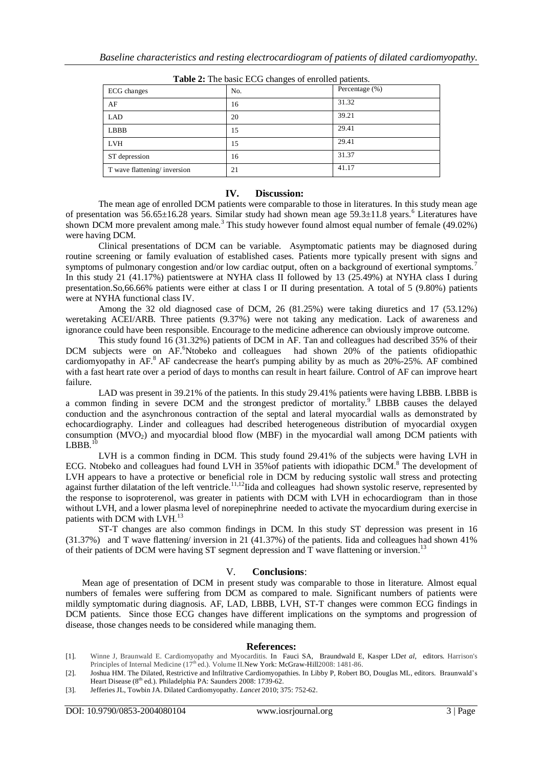**Table 2:** The basic ECG changes of enrolled patients.

| ECG changes | No. | Percentage (%) |
|---|---|---|
| AF | 16 | 31.32 |
| LAD | 20 | 39.21 |
| LBBB | 15 | 29.41 |
| LVH | 15 | 29.41 |
| ST depression | 16 | 31.37 |
| T wave flattening/ inversion | 21 | 41.17 |

## IV. Discussion:

The mean age of enrolled DCM patients were comparable to those in literatures. In this study mean age of presentation was 56.65±16.28 years. Similar study had shown mean age 59.3±11.8 years.[6] Literatures have shown DCM more prevalent among male.[3] This study however found almost equal number of female (49.02%) were having DCM.

Clinical presentations of DCM can be variable. Asymptomatic patients may be diagnosed during routine screening or family evaluation of established cases. Patients more typically present with signs and symptoms of pulmonary congestion and/or low cardiac output, often on a background of exertional symptoms.[7] In this study 21 (41.17%) patientswere at NYHA class II followed by 13 (25.49%) at NYHA class I during presentation.So,66.66% patients were either at class I or II during presentation. A total of 5 (9.80%) patients were at NYHA functional class IV.

Among the 32 old diagnosed case of DCM, 26 (81.25%) were taking diuretics and 17 (53.12%) weretaking ACEI/ARB. Three patients (9.37%) were not taking any medication. Lack of awareness and ignorance could have been responsible. Encourage to the medicine adherence can obviously improve outcome.

This study found 16 (31.32%) patients of DCM in AF. Tan and colleagues had described 35% of their DCM subjects were on AF.[6]Ntobeko and colleagues had shown 20% of the patients ofidiopathic cardiomyopathy in AF.[8] AF candecrease the heart's pumping ability by as much as 20%-25%. AF combined with a fast heart rate over a period of days to months can result in heart failure. Control of AF can improve heart failure.

LAD was present in 39.21% of the patients. In this study 29.41% patients were having LBBB. LBBB is a common finding in severe DCM and the strongest predictor of mortality.[9] LBBB causes the delayed conduction and the asynchronous contraction of the septal and lateral myocardial walls as demonstrated by echocardiography. Linder and colleagues had described heterogeneous distribution of myocardial oxygen consumption ($MVO_2$) and myocardial blood flow (MBF) in the myocardial wall among DCM patients with LBBB.[10]

LVH is a common finding in DCM. This study found 29.41% of the subjects were having LVH in ECG. Ntobeko and colleagues had found LVH in 35%of patients with idiopathic DCM.[8] The development of LVH appears to have a protective or beneficial role in DCM by reducing systolic wall stress and protecting against further dilatation of the left ventricle.[11,12]Iida and colleagues had shown systolic reserve, represented by the response to isoproterenol, was greater in patients with DCM with LVH in echocardiogram than in those without LVH, and a lower plasma level of norepinephrine needed to activate the myocardium during exercise in patients with DCM with LVH.[13]

ST-T changes are also common findings in DCM. In this study ST depression was present in 16 (31.37%) and T wave flattening/ inversion in 21 (41.37%) of the patients. Iida and colleagues had shown 41% of their patients of DCM were having ST segment depression and T wave flattening or inversion.[13]

## V. Conclusions:

Mean age of presentation of DCM in present study was comparable to those in literature. Almost equal numbers of females were suffering from DCM as compared to male. Significant numbers of patients were mildly symptomatic during diagnosis. AF, LAD, LBBB, LVH, ST-T changes were common ECG findings in DCM patients. Since those ECG changes have different implications on the symptoms and progression of disease, those changes needs to be considered while managing them.

## References:

[1]. Winne J, Braunwald E. Cardiomyopathy and Myocarditis. In Fauci SA, Braundwald E, Kasper LD*et al*, editors. Harrison's Principles of Internal Medicine (17th ed.). Volume II.New York: McGraw-Hill2008: 1481-86.

[2]. Joshua HM. The Dilated, Restrictive and Infiltrative Cardiomyopathies. In Libby P, Robert BO, Douglas ML, editors. Braunwald's Heart Disease (8th ed.). Philadelphia PA: Saunders 2008: 1739-62.

[3]. Jefferies JL, Towbin JA. Dilated Cardiomyopathy. *Lancet* 2010; 375: 752-62.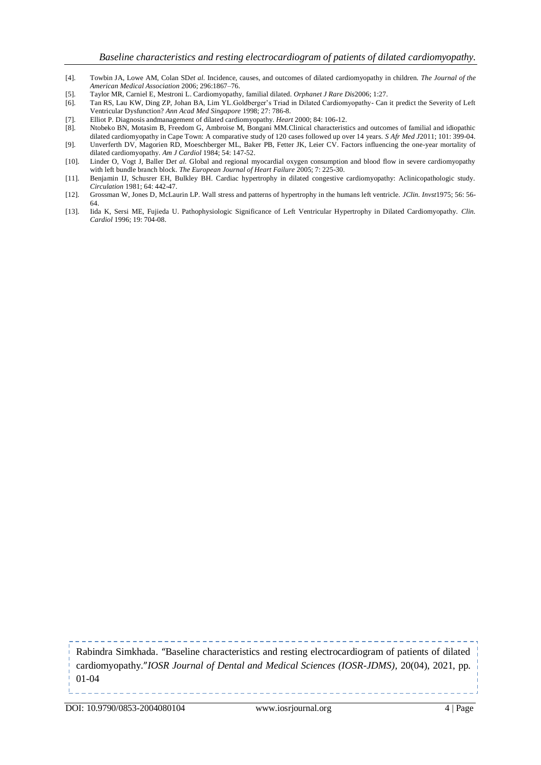[4]. Towbin JA, Lowe AM, Colan SD*et al.* Incidence, causes, and outcomes of dilated cardiomyopathy in children. *The Journal of the American Medical Association* 2006; 296:1867–76.

[5]. Taylor MR, Carniel E, Mestroni L. Cardiomyopathy, familial dilated. *Orphanet J Rare Dis*2006; 1:27.

[6]. Tan RS, Lau KW, Ding ZP, Johan BA, Lim YL.Goldberger's Triad in Dilated Cardiomyopathy- Can it predict the Severity of Left Ventricular Dysfunction? *Ann Acad Med Singapore* 1998; 27: 786-8.

[7]. Elliot P. Diagnosis andmanagement of dilated cardiomyopathy. *Heart* 2000; 84: 106-12.

[8]. Ntobeko BN, Motasim B, Freedom G, Ambroise M, Bongani MM.Clinical characteristics and outcomes of familial and idiopathic dilated cardiomyopathy in Cape Town: A comparative study of 120 cases followed up over 14 years. *S Afr Med J*2011; 101: 399-04.

[9]. Unverferth DV, Magorien RD, Moeschberger ML, Baker PB, Fetter JK, Leier CV. Factors influencing the one-year mortality of dilated cardiomyopathy. *Am J Cardiol* 1984; 54: 147-52.

[10]. Linder O, Vogt J, Baller D*et al.* Global and regional myocardial oxygen consumption and blood flow in severe cardiomyopathy with left bundle branch block. *The European Journal of Heart Failure* 2005; 7: 225-30.

[11]. Benjamin IJ, Schusrer EH, Bulkley BH. Cardiac hypertrophy in dilated congestive cardiomyopathy: Aclinicopathologic study. *Circulation* 1981; 64: 442-47.

[12]. Grossman W, Jones D, McLaurin LP. Wall stress and patterns of hypertrophy in the humans left ventricle. *JClin. Invst*1975; 56: 56-64.

[13]. Iida K, Sersi ME, Fujieda U. Pathophysiologic Significance of Left Ventricular Hypertrophy in Dilated Cardiomyopathy. *Clin. Cardiol* 1996; 19: 704-08.

Rabindra Simkhada. "Baseline characteristics and resting electrocardiogram of patients of dilated cardiomyopathy."*IOSR Journal of Dental and Medical Sciences (IOSR-JDMS),* 20(04), 2021, pp. 01-04